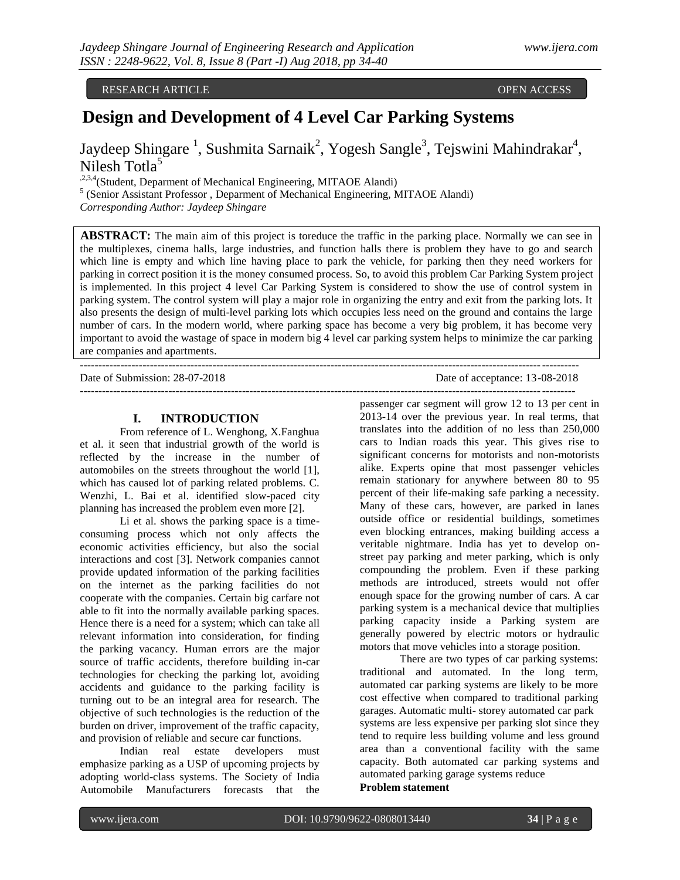RESEARCH ARTICLE OPEN ACCESS

# Design and Development of 4 Level Car Parking Systems

Jaydeep Shingare [1], Sushmita Sarnaik[2], Yogesh Sangle[3], Tejswini Mahindrakar[4], Nilesh Totla[5]

[,2,3,4](Student, Deparment of Mechanical Engineering, MITAOE Alandi)
[5] (Senior Assistant Professor , Deparment of Mechanical Engineering, MITAOE Alandi)
*Corresponding Author: Jaydeep Shingare*

**ABSTRACT:** The main aim of this project is toreduce the traffic in the parking place. Normally we can see in the multiplexes, cinema halls, large industries, and function halls there is problem they have to go and search which line is empty and which line having place to park the vehicle, for parking then they need workers for parking in correct position it is the money consumed process. So, to avoid this problem Car Parking System project is implemented. In this project 4 level Car Parking System is considered to show the use of control system in parking system. The control system will play a major role in organizing the entry and exit from the parking lots. It also presents the design of multi-level parking lots which occupies less need on the ground and contains the large number of cars. In the modern world, where parking space has become a very big problem, it has become very important to avoid the wastage of space in modern big 4 level car parking system helps to minimize the car parking are companies and apartments.

---

Date of Submission: 28-07-2018 Date of acceptance: 13-08-2018

---

## I. INTRODUCTION

From reference of L. Wenghong, X.Fanghua et al. it seen that industrial growth of the world is reflected by the increase in the number of automobiles on the streets throughout the world [1], which has caused lot of parking related problems. C. Wenzhi, L. Bai et al. identified slow-paced city planning has increased the problem even more [2].

Li et al. shows the parking space is a time-consuming process which not only affects the economic activities efficiency, but also the social interactions and cost [3]. Network companies cannot provide updated information of the parking facilities on the internet as the parking facilities do not cooperate with the companies. Certain big carfare not able to fit into the normally available parking spaces. Hence there is a need for a system; which can take all relevant information into consideration, for finding the parking vacancy. Human errors are the major source of traffic accidents, therefore building in-car technologies for checking the parking lot, avoiding accidents and guidance to the parking facility is turning out to be an integral area for research. The objective of such technologies is the reduction of the burden on driver, improvement of the traffic capacity, and provision of reliable and secure car functions.

Indian real estate developers must emphasize parking as a USP of upcoming projects by adopting world-class systems. The Society of India Automobile Manufacturers forecasts that the passenger car segment will grow 12 to 13 per cent in 2013-14 over the previous year. In real terms, that translates into the addition of no less than 250,000 cars to Indian roads this year. This gives rise to significant concerns for motorists and non-motorists alike. Experts opine that most passenger vehicles remain stationary for anywhere between 80 to 95 percent of their life-making safe parking a necessity. Many of these cars, however, are parked in lanes outside office or residential buildings, sometimes even blocking entrances, making building access a veritable nightmare. India has yet to develop on-street pay parking and meter parking, which is only compounding the problem. Even if these parking methods are introduced, streets would not offer enough space for the growing number of cars. A car parking system is a mechanical device that multiplies parking capacity inside a Parking system are generally powered by electric motors or hydraulic motors that move vehicles into a storage position.

There are two types of car parking systems: traditional and automated. In the long term, automated car parking systems are likely to be more cost effective when compared to traditional parking garages. Automatic multi- storey automated car park systems are less expensive per parking slot since they tend to require less building volume and less ground area than a conventional facility with the same capacity. Both automated car parking systems and automated parking garage systems reduce

**Problem statement**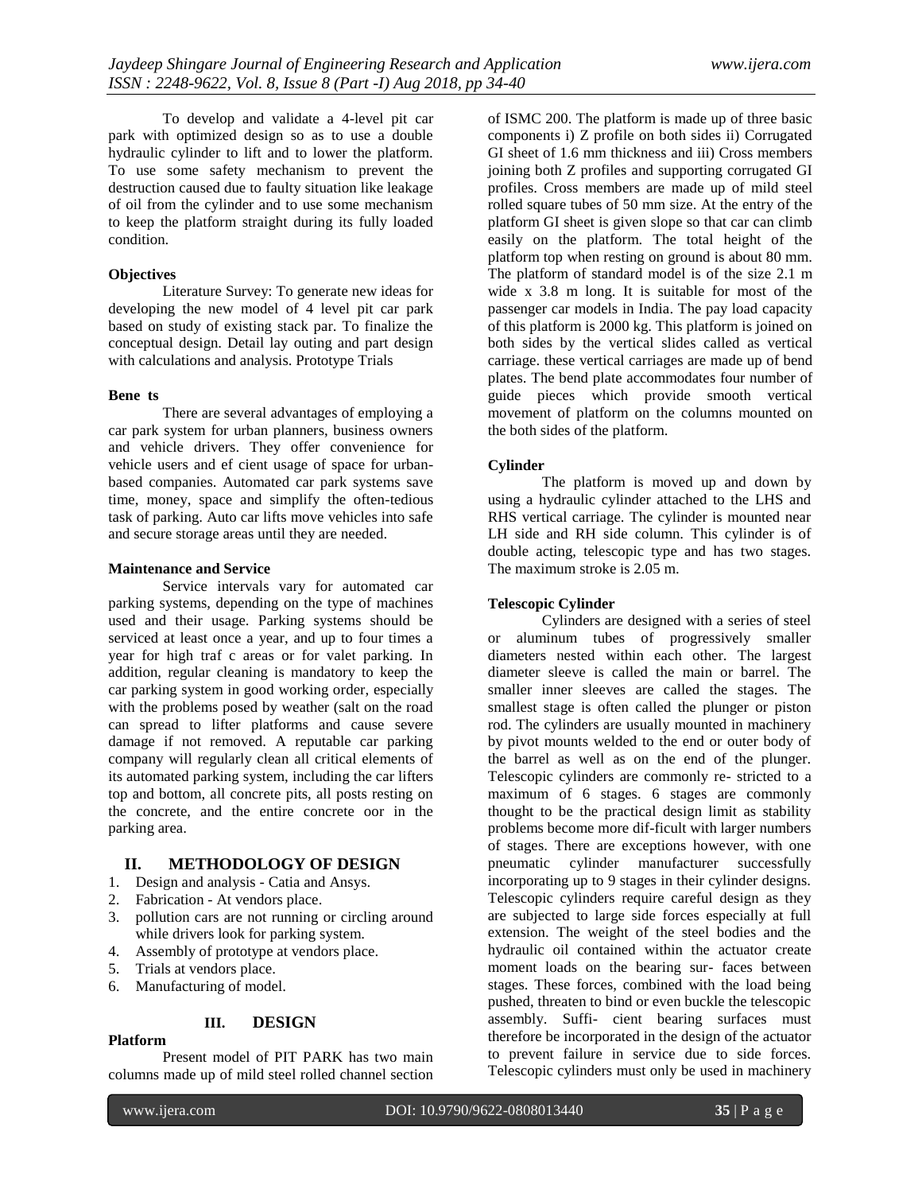To develop and validate a 4-level pit car park with optimized design so as to use a double hydraulic cylinder to lift and to lower the platform. To use some safety mechanism to prevent the destruction caused due to faulty situation like leakage of oil from the cylinder and to use some mechanism to keep the platform straight during its fully loaded condition.

**Objectives**

Literature Survey: To generate new ideas for developing the new model of 4 level pit car park based on study of existing stack par. To finalize the conceptual design. Detail lay outing and part design with calculations and analysis. Prototype Trials

**Bene ts**

There are several advantages of employing a car park system for urban planners, business owners and vehicle drivers. They offer convenience for vehicle users and ef cient usage of space for urban-based companies. Automated car park systems save time, money, space and simplify the often-tedious task of parking. Auto car lifts move vehicles into safe and secure storage areas until they are needed.

**Maintenance and Service**

Service intervals vary for automated car parking systems, depending on the type of machines used and their usage. Parking systems should be serviced at least once a year, and up to four times a year for high traf c areas or for valet parking. In addition, regular cleaning is mandatory to keep the car parking system in good working order, especially with the problems posed by weather (salt on the road can spread to lifter platforms and cause severe damage if not removed. A reputable car parking company will regularly clean all critical elements of its automated parking system, including the car lifters top and bottom, all concrete pits, all posts resting on the concrete, and the entire concrete oor in the parking area.

## II. METHODOLOGY OF DESIGN

1. Design and analysis - Catia and Ansys.
2. Fabrication - At vendors place.
3. pollution cars are not running or circling around while drivers look for parking system.
4. Assembly of prototype at vendors place.
5. Trials at vendors place.
6. Manufacturing of model.

## III. DESIGN

**Platform**

Present model of PIT PARK has two main columns made up of mild steel rolled channel section of ISMC 200. The platform is made up of three basic components i) Z profile on both sides ii) Corrugated GI sheet of 1.6 mm thickness and iii) Cross members joining both Z profiles and supporting corrugated GI profiles. Cross members are made up of mild steel rolled square tubes of 50 mm size. At the entry of the platform GI sheet is given slope so that car can climb easily on the platform. The total height of the platform top when resting on ground is about 80 mm. The platform of standard model is of the size 2.1 m wide x 3.8 m long. It is suitable for most of the passenger car models in India. The pay load capacity of this platform is 2000 kg. This platform is joined on both sides by the vertical slides called as vertical carriage. these vertical carriages are made up of bend plates. The bend plate accommodates four number of guide pieces which provide smooth vertical movement of platform on the columns mounted on the both sides of the platform.

**Cylinder**

The platform is moved up and down by using a hydraulic cylinder attached to the LHS and RHS vertical carriage. The cylinder is mounted near LH side and RH side column. This cylinder is of double acting, telescopic type and has two stages. The maximum stroke is 2.05 m.

**Telescopic Cylinder**

Cylinders are designed with a series of steel or aluminum tubes of progressively smaller diameters nested within each other. The largest diameter sleeve is called the main or barrel. The smaller inner sleeves are called the stages. The smallest stage is often called the plunger or piston rod. The cylinders are usually mounted in machinery by pivot mounts welded to the end or outer body of the barrel as well as on the end of the plunger. Telescopic cylinders are commonly re- stricted to a maximum of 6 stages. 6 stages are commonly thought to be the practical design limit as stability problems become more dif-ficult with larger numbers of stages. There are exceptions however, with one pneumatic cylinder manufacturer successfully incorporating up to 9 stages in their cylinder designs. Telescopic cylinders require careful design as they are subjected to large side forces especially at full extension. The weight of the steel bodies and the hydraulic oil contained within the actuator create moment loads on the bearing sur- faces between stages. These forces, combined with the load being pushed, threaten to bind or even buckle the telescopic assembly. Suffi- cient bearing surfaces must therefore be incorporated in the design of the actuator to prevent failure in service due to side forces. Telescopic cylinders must only be used in machinery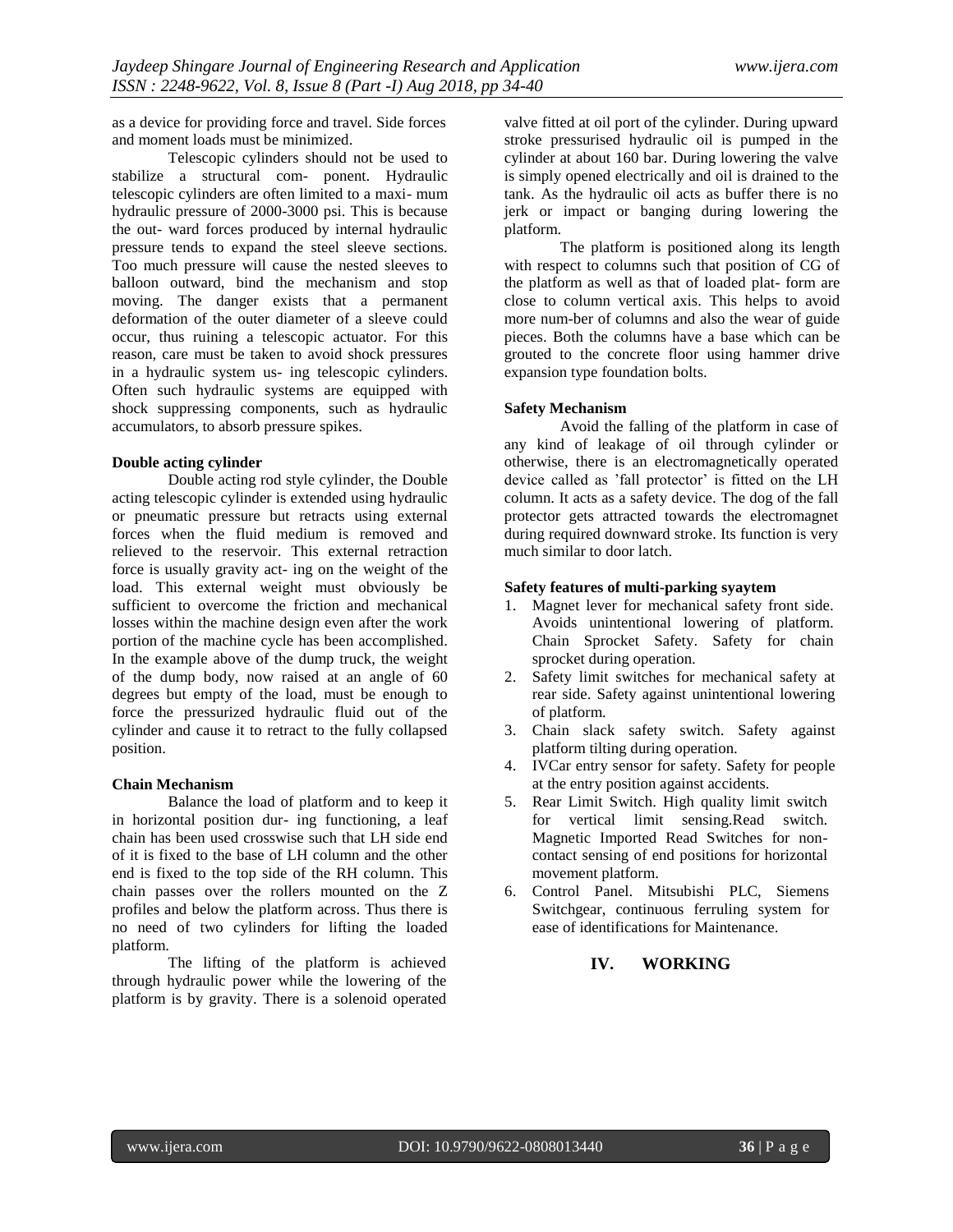as a device for providing force and travel. Side forces and moment loads must be minimized.

Telescopic cylinders should not be used to stabilize a structural com- ponent. Hydraulic telescopic cylinders are often limited to a maxi- mum hydraulic pressure of 2000-3000 psi. This is because the out- ward forces produced by internal hydraulic pressure tends to expand the steel sleeve sections. Too much pressure will cause the nested sleeves to balloon outward, bind the mechanism and stop moving. The danger exists that a permanent deformation of the outer diameter of a sleeve could occur, thus ruining a telescopic actuator. For this reason, care must be taken to avoid shock pressures in a hydraulic system us- ing telescopic cylinders. Often such hydraulic systems are equipped with shock suppressing components, such as hydraulic accumulators, to absorb pressure spikes.

**Double acting cylinder**

Double acting rod style cylinder, the Double acting telescopic cylinder is extended using hydraulic or pneumatic pressure but retracts using external forces when the fluid medium is removed and relieved to the reservoir. This external retraction force is usually gravity act- ing on the weight of the load. This external weight must obviously be sufficient to overcome the friction and mechanical losses within the machine design even after the work portion of the machine cycle has been accomplished. In the example above of the dump truck, the weight of the dump body, now raised at an angle of 60 degrees but empty of the load, must be enough to force the pressurized hydraulic fluid out of the cylinder and cause it to retract to the fully collapsed position.

**Chain Mechanism**

Balance the load of platform and to keep it in horizontal position dur- ing functioning, a leaf chain has been used crosswise such that LH side end of it is fixed to the base of LH column and the other end is fixed to the top side of the RH column. This chain passes over the rollers mounted on the Z profiles and below the platform across. Thus there is no need of two cylinders for lifting the loaded platform.

The lifting of the platform is achieved through hydraulic power while the lowering of the platform is by gravity. There is a solenoid operated valve fitted at oil port of the cylinder. During upward stroke pressurised hydraulic oil is pumped in the cylinder at about 160 bar. During lowering the valve is simply opened electrically and oil is drained to the tank. As the hydraulic oil acts as buffer there is no jerk or impact or banging during lowering the platform.

The platform is positioned along its length with respect to columns such that position of CG of the platform as well as that of loaded plat- form are close to column vertical axis. This helps to avoid more num-ber of columns and also the wear of guide pieces. Both the columns have a base which can be grouted to the concrete floor using hammer drive expansion type foundation bolts.

**Safety Mechanism**

Avoid the falling of the platform in case of any kind of leakage of oil through cylinder or otherwise, there is an electromagnetically operated device called as 'fall protector' is fitted on the LH column. It acts as a safety device. The dog of the fall protector gets attracted towards the electromagnet during required downward stroke. Its function is very much similar to door latch.

**Safety features of multi-parking syaytem**

1. Magnet lever for mechanical safety front side. Avoids unintentional lowering of platform. Chain Sprocket Safety. Safety for chain sprocket during operation.
2. Safety limit switches for mechanical safety at rear side. Safety against unintentional lowering of platform.
3. Chain slack safety switch. Safety against platform tilting during operation.
4. IVCar entry sensor for safety. Safety for people at the entry position against accidents.
5. Rear Limit Switch. High quality limit switch for vertical limit sensing.Read switch. Magnetic Imported Read Switches for non-contact sensing of end positions for horizontal movement platform.
6. Control Panel. Mitsubishi PLC, Siemens Switchgear, continuous ferruling system for ease of identifications for Maintenance.

## IV. WORKING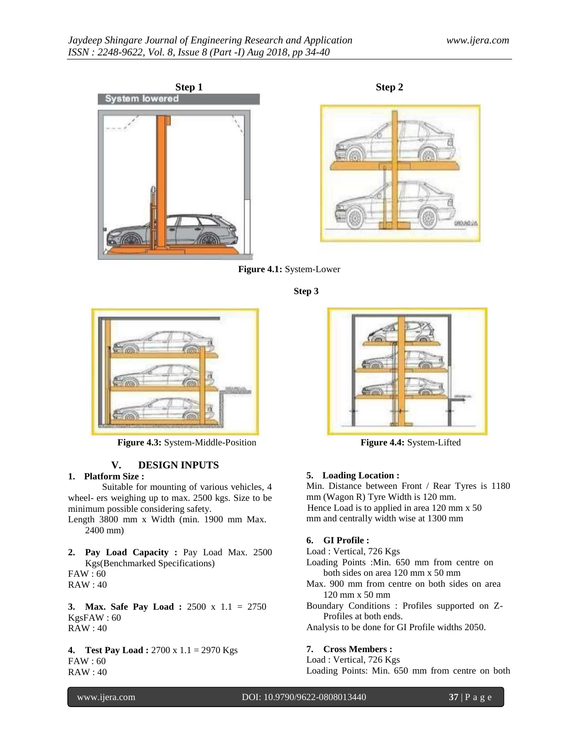**Step 1**

**Step 2**

**Figure 4.1:** System-Lower

**Step 3**

**Figure 4.3:** System-Middle-Position

**Figure 4.4:** System-Lifted

## V. DESIGN INPUTS

**1. Platform Size :**

Suitable for mounting of various vehicles, 4 wheel- ers weighing up to max. 2500 kgs. Size to be minimum possible considering safety.

Length 3800 mm x Width (min. 1900 mm Max. 2400 mm)

**2. Pay Load Capacity :** Pay Load Max. 2500 Kgs(Benchmarked Specifications)

FAW : 60

RAW : 40

**3. Max. Safe Pay Load :** 2500 x 1.1 = 2750 KgsFAW : 60

RAW : 40

**4. Test Pay Load :** 2700 x 1.1 = 2970 Kgs

FAW : 60

RAW : 40

**5. Loading Location :**

Min. Distance between Front / Rear Tyres is 1180 mm (Wagon R) Tyre Width is 120 mm.

Hence Load is to applied in area 120 mm x 50 mm and centrally width wise at 1300 mm

**6. GI Profile :**

Load : Vertical, 726 Kgs

Loading Points :Min. 650 mm from centre on both sides on area 120 mm x 50 mm

Max. 900 mm from centre on both sides on area 120 mm x 50 mm

Boundary Conditions : Profiles supported on Z-Profiles at both ends.

Analysis to be done for GI Profile widths 2050.

**7. Cross Members :**

Load : Vertical, 726 Kgs

Loading Points: Min. 650 mm from centre on both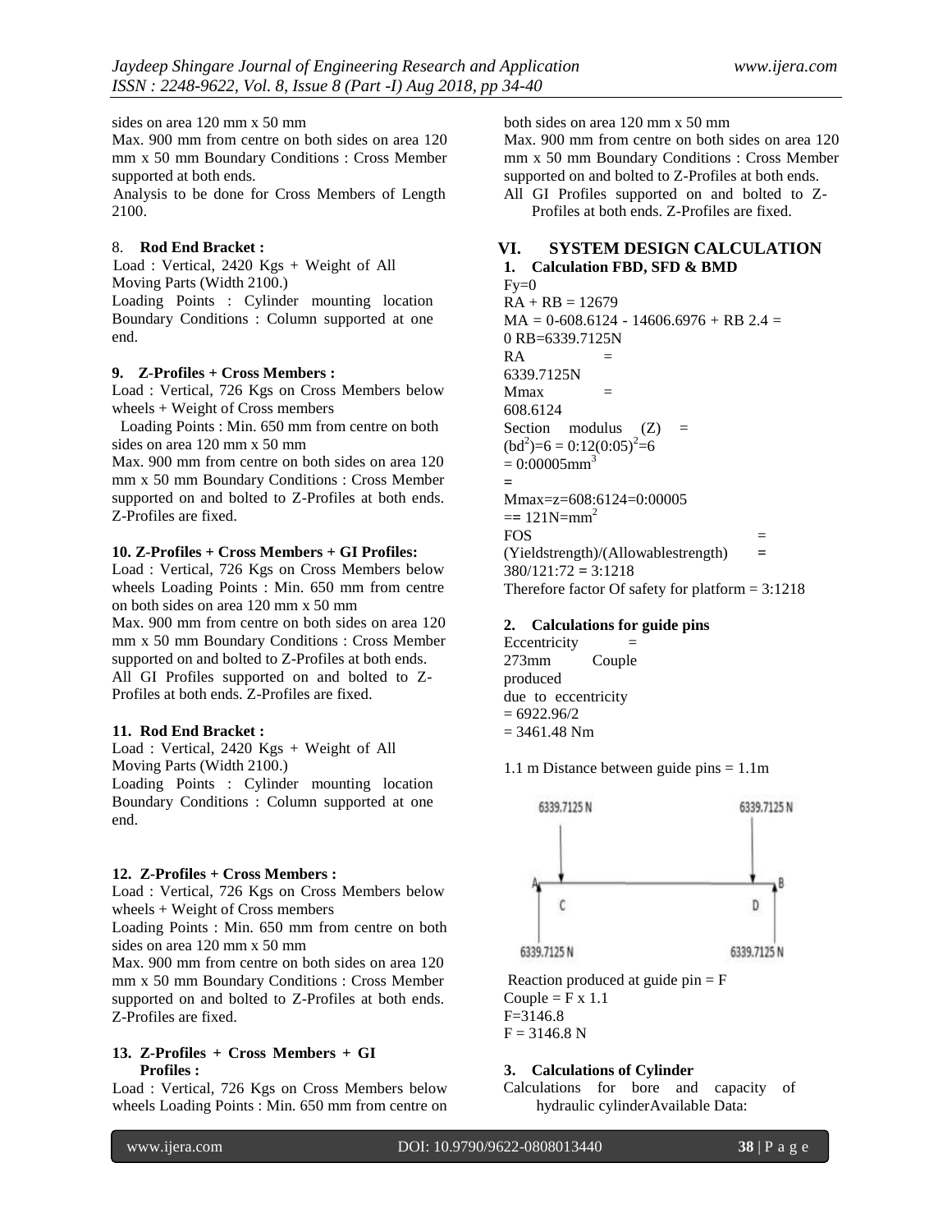sides on area 120 mm x 50 mm

Max. 900 mm from centre on both sides on area 120 mm x 50 mm Boundary Conditions : Cross Member supported at both ends.

Analysis to be done for Cross Members of Length 2100.

8. **Rod End Bracket :**

Load : Vertical, 2420 Kgs + Weight of All Moving Parts (Width 2100.)

Loading Points : Cylinder mounting location Boundary Conditions : Column supported at one end.

**9. Z-Profiles + Cross Members :**

Load : Vertical, 726 Kgs on Cross Members below wheels + Weight of Cross members

Loading Points : Min. 650 mm from centre on both sides on area 120 mm x 50 mm

Max. 900 mm from centre on both sides on area 120 mm x 50 mm Boundary Conditions : Cross Member supported on and bolted to Z-Profiles at both ends. Z-Profiles are fixed.

**10. Z-Profiles + Cross Members + GI Profiles:**

Load : Vertical, 726 Kgs on Cross Members below wheels Loading Points : Min. 650 mm from centre on both sides on area 120 mm x 50 mm

Max. 900 mm from centre on both sides on area 120 mm x 50 mm Boundary Conditions : Cross Member supported on and bolted to Z-Profiles at both ends.

All GI Profiles supported on and bolted to Z-Profiles at both ends. Z-Profiles are fixed.

**11. Rod End Bracket :**

Load : Vertical, 2420 Kgs + Weight of All Moving Parts (Width 2100.)

Loading Points : Cylinder mounting location Boundary Conditions : Column supported at one end.

**12. Z-Profiles + Cross Members :**

Load : Vertical, 726 Kgs on Cross Members below wheels + Weight of Cross members

Loading Points : Min. 650 mm from centre on both sides on area 120 mm x 50 mm

Max. 900 mm from centre on both sides on area 120 mm x 50 mm Boundary Conditions : Cross Member supported on and bolted to Z-Profiles at both ends. Z-Profiles are fixed.

**13. Z-Profiles + Cross Members + GI Profiles :**

Load : Vertical, 726 Kgs on Cross Members below wheels Loading Points : Min. 650 mm from centre on both sides on area 120 mm x 50 mm

Max. 900 mm from centre on both sides on area 120 mm x 50 mm Boundary Conditions : Cross Member supported on and bolted to Z-Profiles at both ends.

All GI Profiles supported on and bolted to Z-Profiles at both ends. Z-Profiles are fixed.

## VI. SYSTEM DESIGN CALCULATION

### 1. Calculation FBD, SFD & BMD

$F_y = 0$

$R_A + R_B = 12679$

$M_A = 0 - 608.6124 - 14606.6976 + R_B\,2.4 = 0$ RB=6339.7125N

RA = 6339.7125N

Mmax = 608.6124

Section modulus (Z) = $(bd^2)=6 = 0:12(0:05)^2=6$

$= 0:00005\text{mm}^3$

=

Mmax=z=608:6124=0:00005

$== 121\text{N}=\text{mm}^2$

FOS = (Yieldstrength)/(Allowablestrength) = 380/121:72 = 3:1218

Therefore factor Of safety for platform = 3:1218

### 2. Calculations for guide pins

Eccentricity = 273mm Couple produced due to eccentricity

= 6922.96/2

= 3461.48 Nm

1.1 m Distance between guide pins = 1.1m

Reaction produced at guide pin = F

Couple = F x 1.1

F=3146.8

F = 3146.8 N

### 3. Calculations of Cylinder

Calculations for bore and capacity of hydraulic cylinderAvailable Data: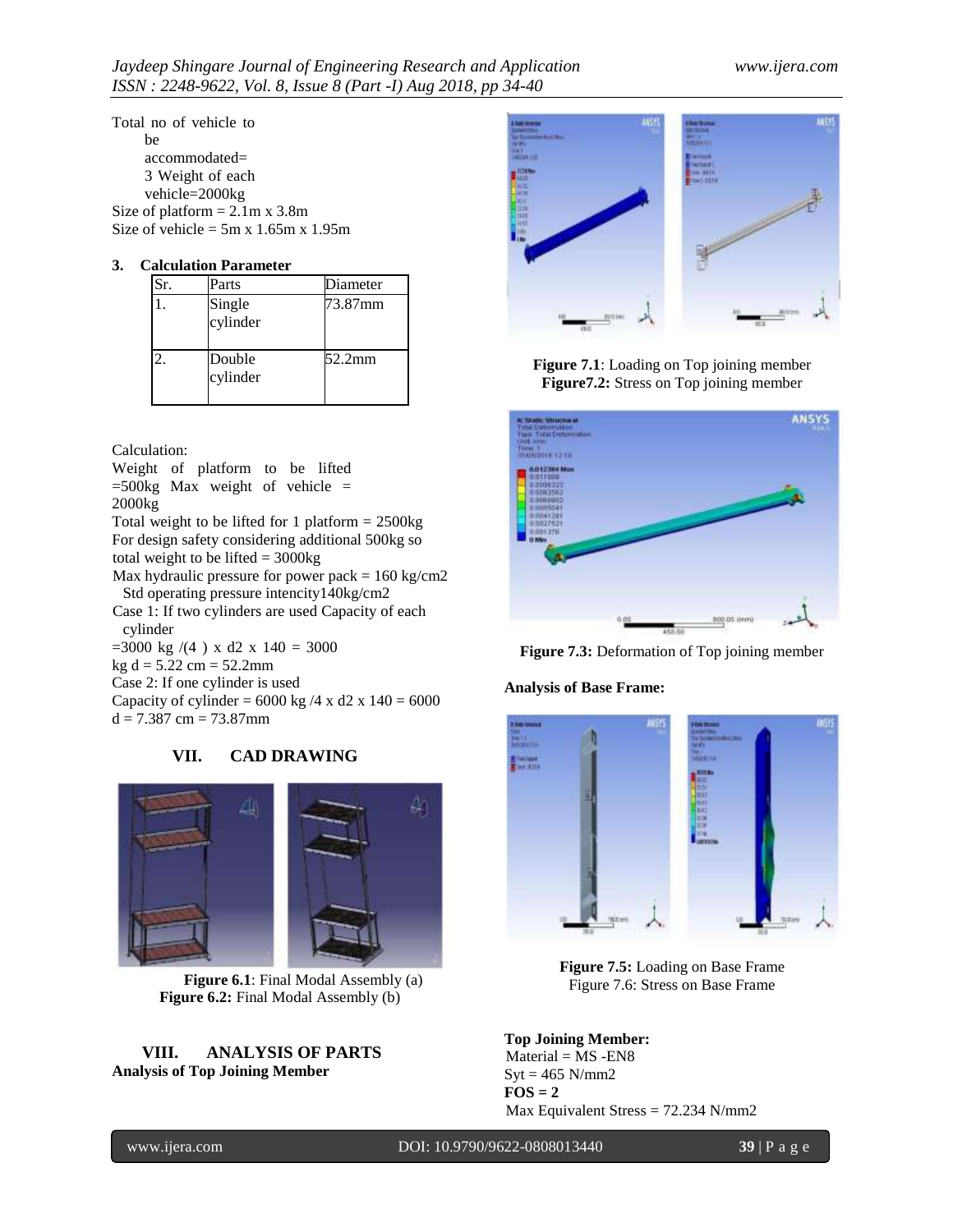Total no of vehicle to be accommodated= 3 Weight of each vehicle=2000kg

Size of platform = 2.1m x 3.8m

Size of vehicle = 5m x 1.65m x 1.95m

**3. Calculation Parameter**

| Sr. | Parts | Diameter |
|---|---|---|
| 1. | Single cylinder | 73.87mm |
| 2. | Double cylinder | 52.2mm |

Calculation:

Weight of platform to be lifted =500kg Max weight of vehicle = 2000kg

Total weight to be lifted for 1 platform = 2500kg

For design safety considering additional 500kg so total weight to be lifted = 3000kg

Max hydraulic pressure for power pack = 160 kg/cm2

Std operating pressure intencity140kg/cm2

Case 1: If two cylinders are used Capacity of each cylinder

=3000 kg /(4 ) x d2 x 140 = 3000 kg d = 5.22 cm = 52.2mm

Case 2: If one cylinder is used

Capacity of cylinder = 6000 kg /4 x d2 x 140 = 6000

d = 7.387 cm = 73.87mm

## VII. CAD DRAWING

**Figure 6.1**: Final Modal Assembly (a)

**Figure 6.2:** Final Modal Assembly (b)

## VIII. ANALYSIS OF PARTS

**Analysis of Top Joining Member**

**Figure 7.1**: Loading on Top joining member

**Figure7.2:** Stress on Top joining member

**Figure 7.3:** Deformation of Top joining member

**Analysis of Base Frame:**

**Figure 7.5:** Loading on Base Frame

Figure 7.6: Stress on Base Frame

**Top Joining Member:**

Material = MS -EN8

Syt = 465 N/mm2

**FOS = 2**

Max Equivalent Stress = 72.234 N/mm2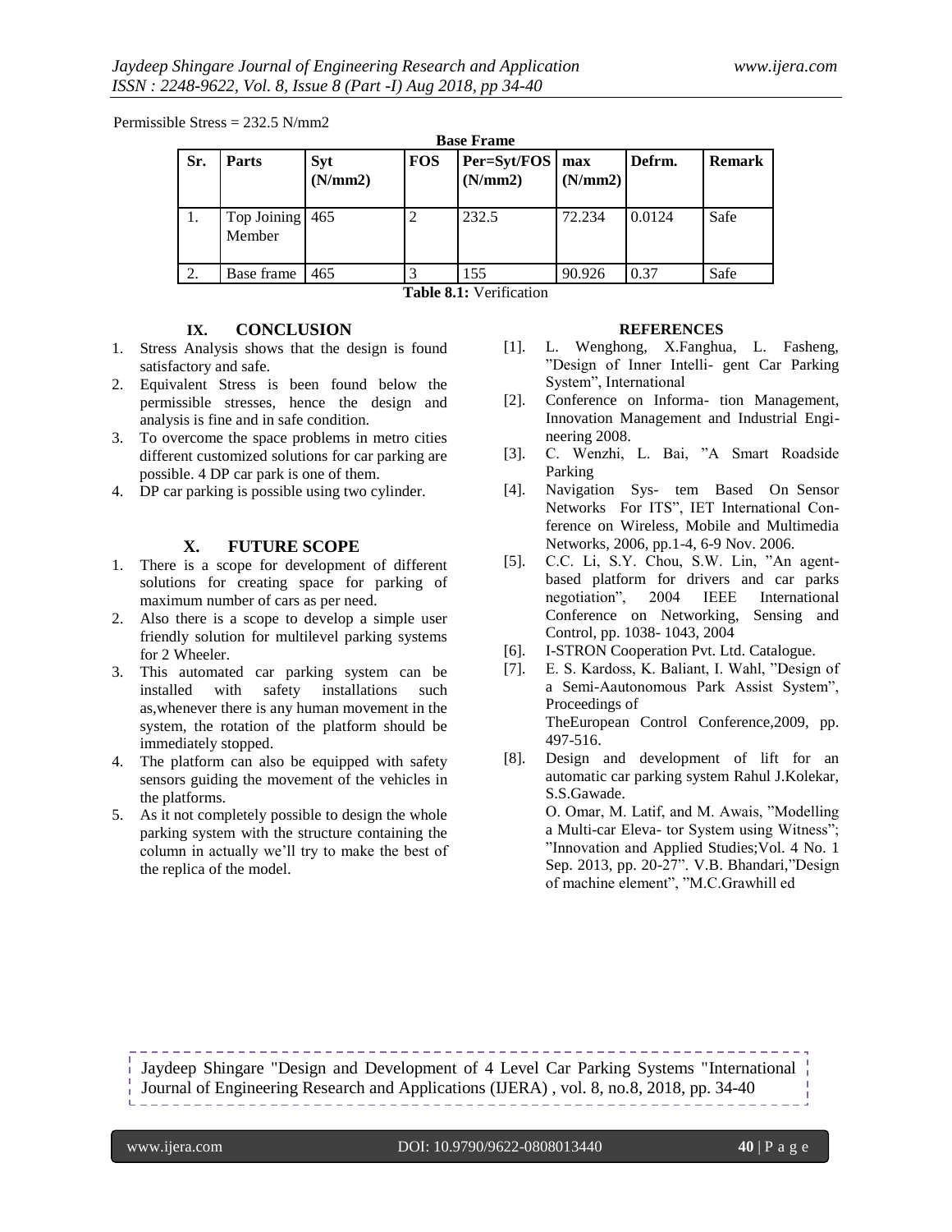Permissible Stress = 232.5 N/mm2

**Base Frame**

| Sr. | Parts | Syt (N/mm2) | FOS | Per=Syt/FOS (N/mm2) | max (N/mm2) | Defrm. | Remark |
|---|---|---|---|---|---|---|---|
| 1. | Top Joining Member | 465 | 2 | 232.5 | 72.234 | 0.0124 | Safe |
| 2. | Base frame | 465 | 3 | 155 | 90.926 | 0.37 | Safe |

**Table 8.1:** Verification

## IX. CONCLUSION

1. Stress Analysis shows that the design is found satisfactory and safe.
2. Equivalent Stress is been found below the permissible stresses, hence the design and analysis is fine and in safe condition.
3. To overcome the space problems in metro cities different customized solutions for car parking are possible. 4 DP car park is one of them.
4. DP car parking is possible using two cylinder.

## X. FUTURE SCOPE

1. There is a scope for development of different solutions for creating space for parking of maximum number of cars as per need.
2. Also there is a scope to develop a simple user friendly solution for multilevel parking systems for 2 Wheeler.
3. This automated car parking system can be installed with safety installations such as,whenever there is any human movement in the system, the rotation of the platform should be immediately stopped.
4. The platform can also be equipped with safety sensors guiding the movement of the vehicles in the platforms.
5. As it not completely possible to design the whole parking system with the structure containing the column in actually we'll try to make the best of the replica of the model.

## REFERENCES

[1]. L. Wenghong, X.Fanghua, L. Fasheng, "Design of Inner Intelli- gent Car Parking System", International

[2]. Conference on Informa- tion Management, Innovation Management and Industrial Engi- neering 2008.

[3]. C. Wenzhi, L. Bai, "A Smart Roadside Parking

[4]. Navigation Sys- tem Based On Sensor Networks For ITS", IET International Conference on Wireless, Mobile and Multimedia Networks, 2006, pp.1-4, 6-9 Nov. 2006.

[5]. C.C. Li, S.Y. Chou, S.W. Lin, "An agent-based platform for drivers and car parks negotiation", 2004 IEEE International Conference on Networking, Sensing and Control, pp. 1038- 1043, 2004

[6]. I-STRON Cooperation Pvt. Ltd. Catalogue.

[7]. E. S. Kardoss, K. Baliant, I. Wahl, "Design of a Semi-Aautonomous Park Assist System", Proceedings of TheEuropean Control Conference,2009, pp. 497-516.

[8]. Design and development of lift for an automatic car parking system Rahul J.Kolekar, S.S.Gawade.
O. Omar, M. Latif, and M. Awais, "Modelling a Multi-car Eleva- tor System using Witness"; "Innovation and Applied Studies;Vol. 4 No. 1 Sep. 2013, pp. 20-27". V.B. Bhandari,"Design of machine element", "M.C.Grawhill ed

Jaydeep Shingare "Design and Development of 4 Level Car Parking Systems "International Journal of Engineering Research and Applications (IJERA) , vol. 8, no.8, 2018, pp. 34-40